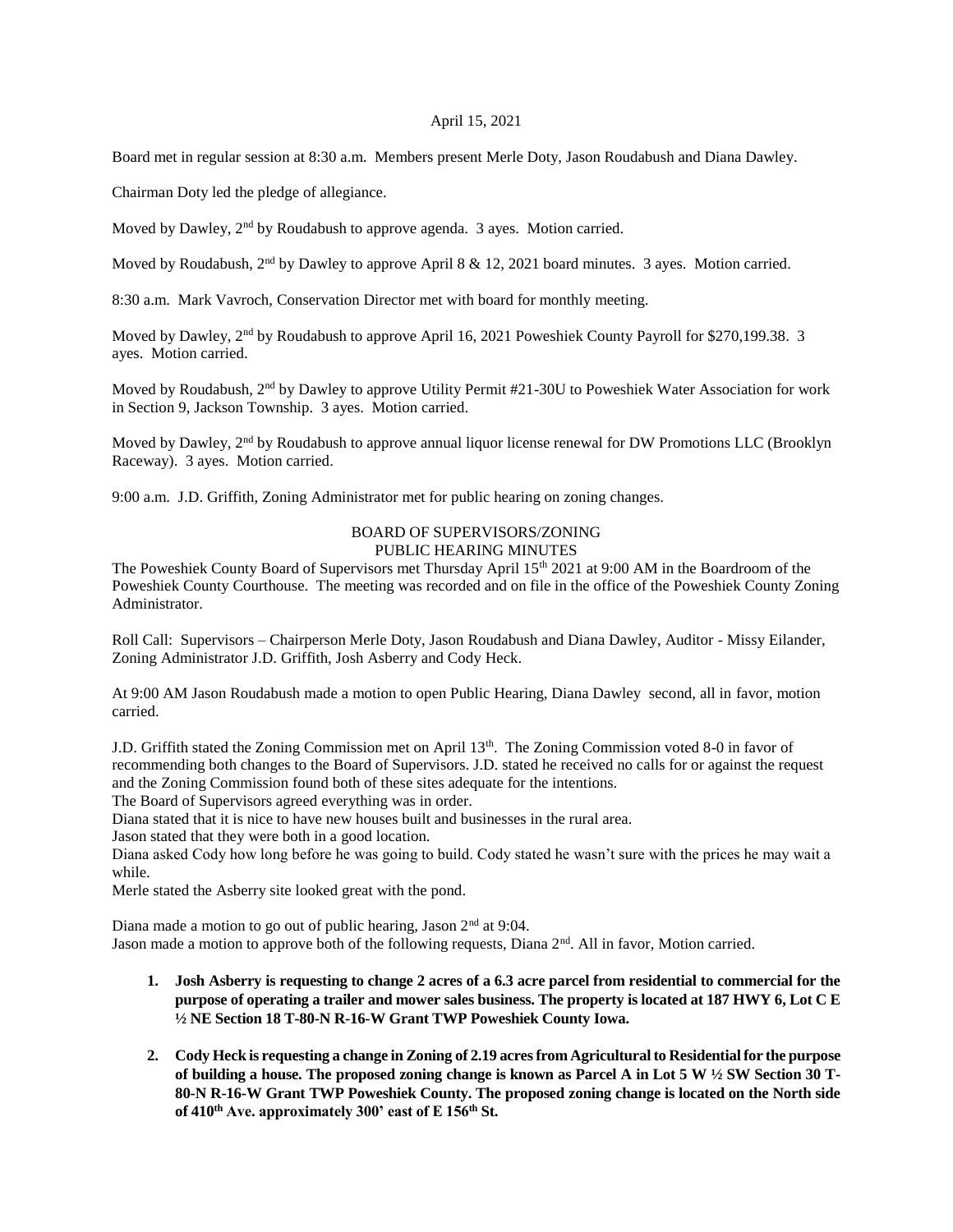April 15, 2021

Board met in regular session at 8:30 a.m. Members present Merle Doty, Jason Roudabush and Diana Dawley.

Chairman Doty led the pledge of allegiance.

Moved by Dawley, 2nd by Roudabush to approve agenda. 3 ayes. Motion carried.

Moved by Roudabush, 2nd by Dawley to approve April 8 & 12, 2021 board minutes. 3 ayes. Motion carried.

8:30 a.m. Mark Vavroch, Conservation Director met with board for monthly meeting.

Moved by Dawley, 2nd by Roudabush to approve April 16, 2021 Poweshiek County Payroll for $270,199.38. 3 ayes. Motion carried.

Moved by Roudabush, 2nd by Dawley to approve Utility Permit #21-30U to Poweshiek Water Association for work in Section 9, Jackson Township. 3 ayes. Motion carried.

Moved by Dawley, 2nd by Roudabush to approve annual liquor license renewal for DW Promotions LLC (Brooklyn Raceway). 3 ayes. Motion carried.

9:00 a.m. J.D. Griffith, Zoning Administrator met for public hearing on zoning changes.

## BOARD OF SUPERVISORS/ZONING
## PUBLIC HEARING MINUTES

The Poweshiek County Board of Supervisors met Thursday April 15th 2021 at 9:00 AM in the Boardroom of the Poweshiek County Courthouse. The meeting was recorded and on file in the office of the Poweshiek County Zoning Administrator.

Roll Call: Supervisors – Chairperson Merle Doty, Jason Roudabush and Diana Dawley, Auditor - Missy Eilander, Zoning Administrator J.D. Griffith, Josh Asberry and Cody Heck.

At 9:00 AM Jason Roudabush made a motion to open Public Hearing, Diana Dawley second, all in favor, motion carried.

J.D. Griffith stated the Zoning Commission met on April 13th. The Zoning Commission voted 8-0 in favor of recommending both changes to the Board of Supervisors. J.D. stated he received no calls for or against the request and the Zoning Commission found both of these sites adequate for the intentions.

The Board of Supervisors agreed everything was in order.

Diana stated that it is nice to have new houses built and businesses in the rural area.

Jason stated that they were both in a good location.

Diana asked Cody how long before he was going to build. Cody stated he wasn't sure with the prices he may wait a while.

Merle stated the Asberry site looked great with the pond.

Diana made a motion to go out of public hearing, Jason 2nd at 9:04.

Jason made a motion to approve both of the following requests, Diana 2nd. All in favor, Motion carried.

1. **Josh Asberry is requesting to change 2 acres of a 6.3 acre parcel from residential to commercial for the purpose of operating a trailer and mower sales business. The property is located at 187 HWY 6, Lot C E ½ NE Section 18 T-80-N R-16-W Grant TWP Poweshiek County Iowa.**

2. **Cody Heck is requesting a change in Zoning of 2.19 acres from Agricultural to Residential for the purpose of building a house. The proposed zoning change is known as Parcel A in Lot 5 W ½ SW Section 30 T-80-N R-16-W Grant TWP Poweshiek County. The proposed zoning change is located on the North side of 410th Ave. approximately 300' east of E 156th St.**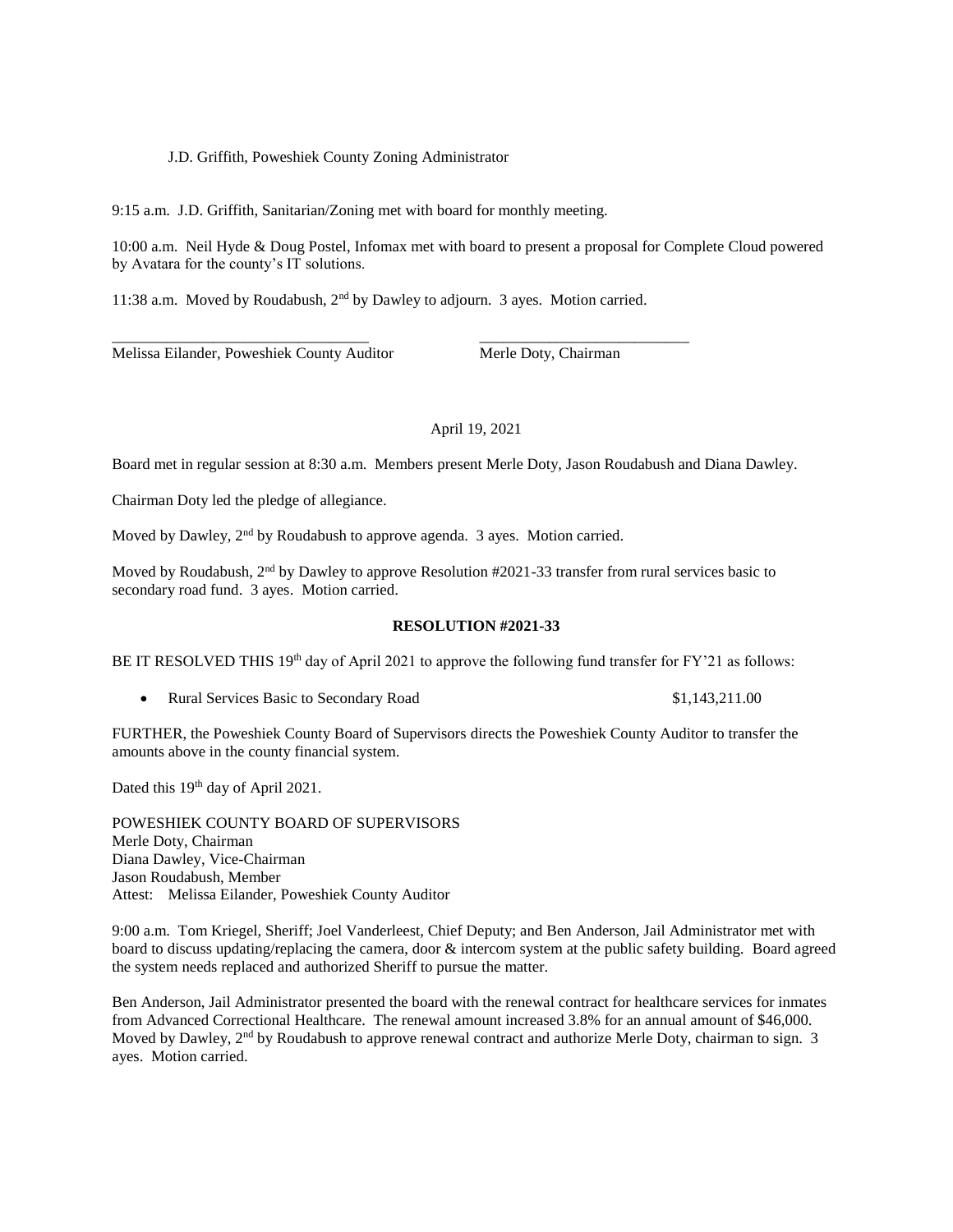J.D. Griffith, Poweshiek County Zoning Administrator

9:15 a.m. J.D. Griffith, Sanitarian/Zoning met with board for monthly meeting.

10:00 a.m. Neil Hyde & Doug Postel, Infomax met with board to present a proposal for Complete Cloud powered by Avatara for the county's IT solutions.

11:38 a.m. Moved by Roudabush, 2nd by Dawley to adjourn. 3 ayes. Motion carried.

\_\_\_\_\_\_\_\_\_\_\_\_\_\_\_\_\_\_\_\_\_\_\_\_\_\_\_\_\_\_\_\_ \_\_\_\_\_\_\_\_\_\_\_\_\_\_\_\_\_\_\_\_\_\_\_\_\_\_\_

Melissa Eilander, Poweshiek County Auditor Merle Doty, Chairman

April 19, 2021

Board met in regular session at 8:30 a.m. Members present Merle Doty, Jason Roudabush and Diana Dawley.

Chairman Doty led the pledge of allegiance.

Moved by Dawley, 2nd by Roudabush to approve agenda. 3 ayes. Motion carried.

Moved by Roudabush, 2nd by Dawley to approve Resolution #2021-33 transfer from rural services basic to secondary road fund. 3 ayes. Motion carried.

**RESOLUTION #2021-33**

BE IT RESOLVED THIS 19th day of April 2021 to approve the following fund transfer for FY'21 as follows:

- Rural Services Basic to Secondary Road $1,143,211.00

FURTHER, the Poweshiek County Board of Supervisors directs the Poweshiek County Auditor to transfer the amounts above in the county financial system.

Dated this 19th day of April 2021.

POWESHIEK COUNTY BOARD OF SUPERVISORS
Merle Doty, Chairman
Diana Dawley, Vice-Chairman
Jason Roudabush, Member
Attest: Melissa Eilander, Poweshiek County Auditor

9:00 a.m. Tom Kriegel, Sheriff; Joel Vanderleest, Chief Deputy; and Ben Anderson, Jail Administrator met with board to discuss updating/replacing the camera, door & intercom system at the public safety building. Board agreed the system needs replaced and authorized Sheriff to pursue the matter.

Ben Anderson, Jail Administrator presented the board with the renewal contract for healthcare services for inmates from Advanced Correctional Healthcare. The renewal amount increased 3.8% for an annual amount of $46,000. Moved by Dawley, 2nd by Roudabush to approve renewal contract and authorize Merle Doty, chairman to sign. 3 ayes. Motion carried.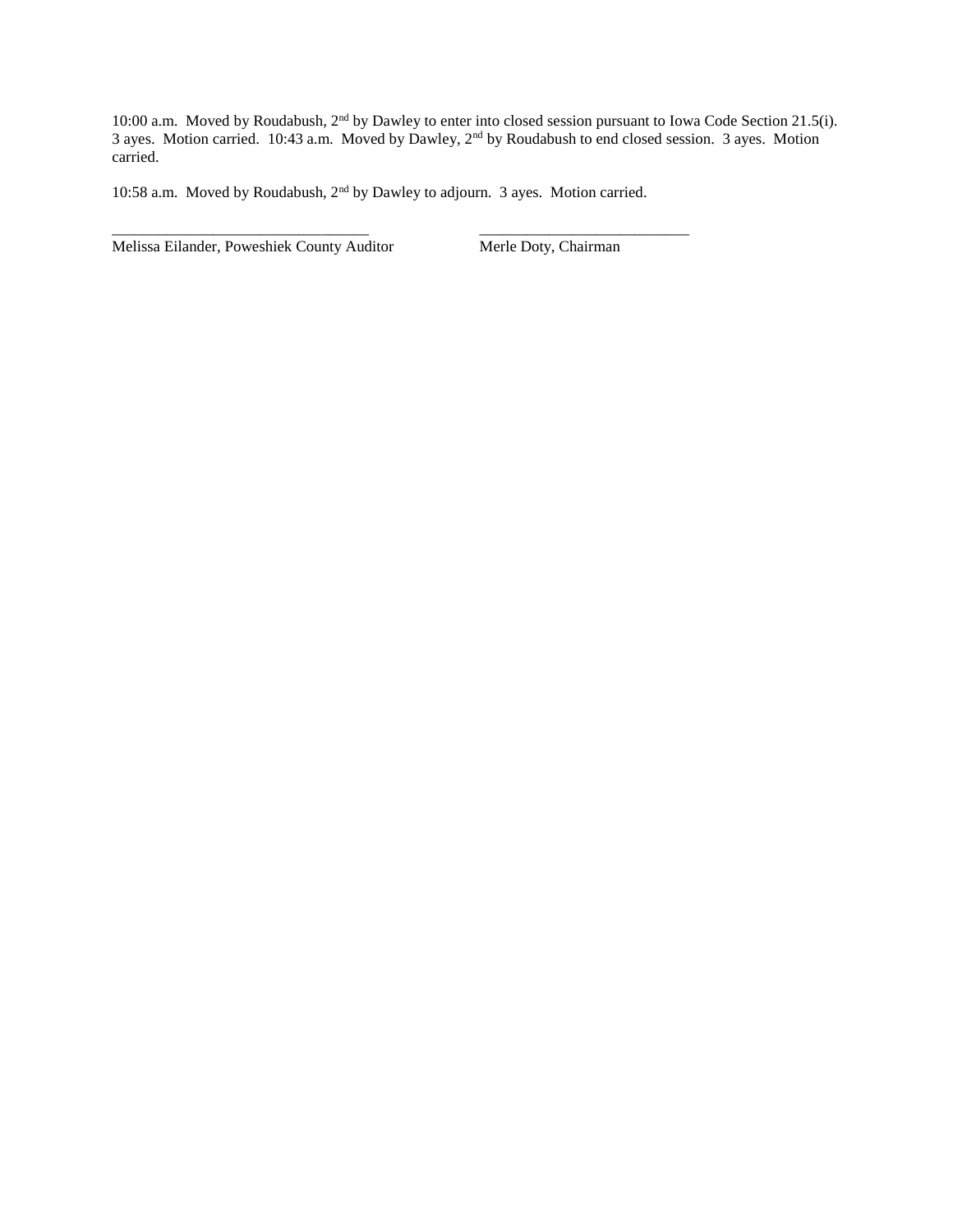10:00 a.m. Moved by Roudabush, 2nd by Dawley to enter into closed session pursuant to Iowa Code Section 21.5(i). 3 ayes. Motion carried. 10:43 a.m. Moved by Dawley, 2nd by Roudabush to end closed session. 3 ayes. Motion carried.

10:58 a.m. Moved by Roudabush, 2nd by Dawley to adjourn. 3 ayes. Motion carried.

| | |
|---|---|
| _________________________________ | ___________________________ |
| Melissa Eilander, Poweshiek County Auditor | Merle Doty, Chairman |